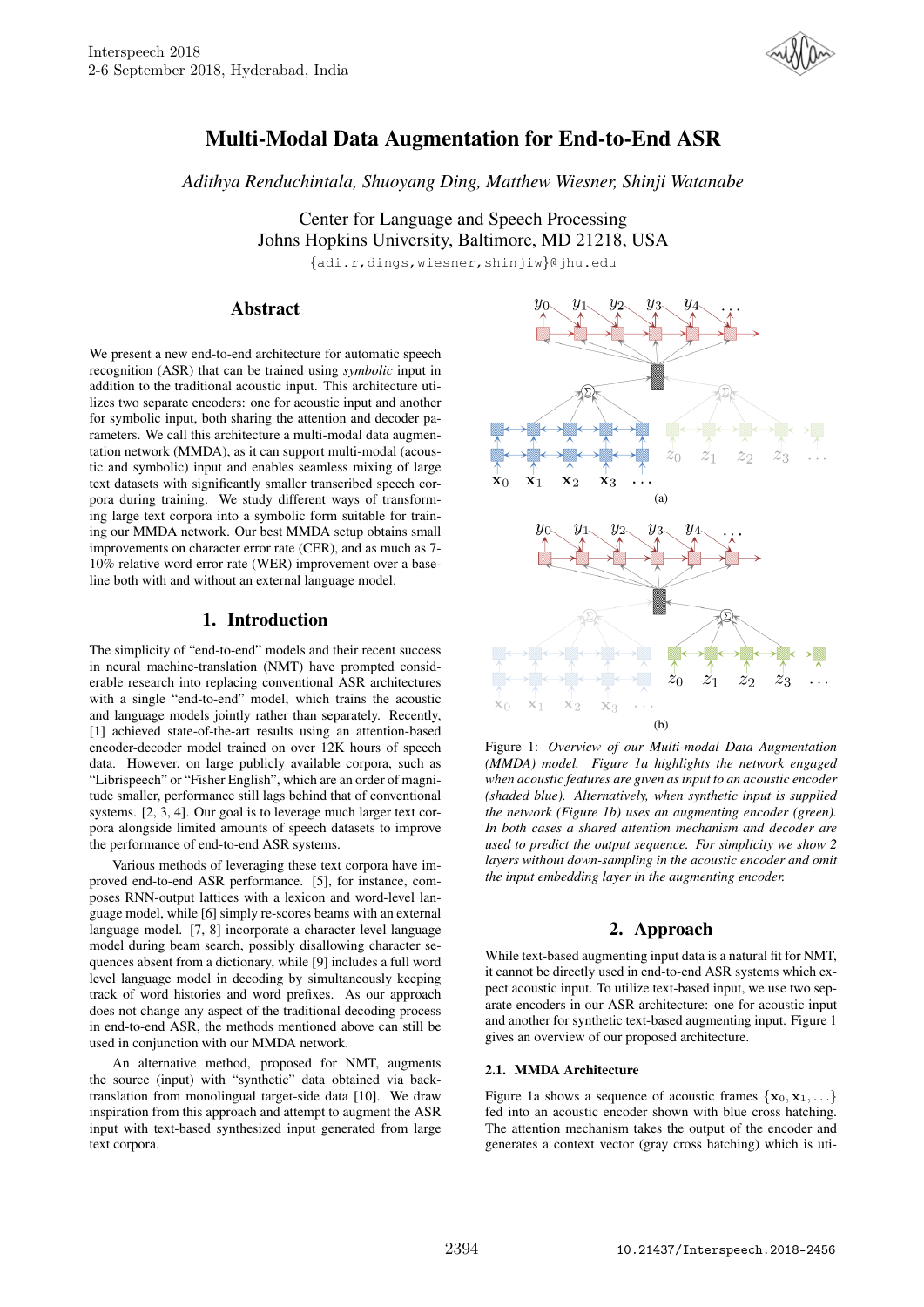# Multi-Modal Data Augmentation for End-to-End ASR

*Adithya Renduchintala, Shuoyang Ding, Matthew Wiesner, Shinji Watanabe*

Center for Language and Speech Processing
Johns Hopkins University, Baltimore, MD 21218, USA

{adi.r,dings,wiesner,shinjiw}@jhu.edu

## Abstract

We present a new end-to-end architecture for automatic speech recognition (ASR) that can be trained using *symbolic* input in addition to the traditional acoustic input. This architecture utilizes two separate encoders: one for acoustic input and another for symbolic input, both sharing the attention and decoder parameters. We call this architecture a multi-modal data augmentation network (MMDA), as it can support multi-modal (acoustic and symbolic) input and enables seamless mixing of large text datasets with significantly smaller transcribed speech corpora during training. We study different ways of transforming large text corpora into a symbolic form suitable for training our MMDA network. Our best MMDA setup obtains small improvements on character error rate (CER), and as much as 7-10% relative word error rate (WER) improvement over a baseline both with and without an external language model.

## 1. Introduction

The simplicity of "end-to-end" models and their recent success in neural machine-translation (NMT) have prompted considerable research into replacing conventional ASR architectures with a single "end-to-end" model, which trains the acoustic and language models jointly rather than separately. Recently, [1] achieved state-of-the-art results using an attention-based encoder-decoder model trained on over 12K hours of speech data. However, on large publicly available corpora, such as "Librispeech" or "Fisher English", which are an order of magnitude smaller, performance still lags behind that of conventional systems. [2, 3, 4]. Our goal is to leverage much larger text corpora alongside limited amounts of speech datasets to improve the performance of end-to-end ASR systems.

Various methods of leveraging these text corpora have improved end-to-end ASR performance. [5], for instance, composes RNN-output lattices with a lexicon and word-level language model, while [6] simply re-scores beams with an external language model. [7, 8] incorporate a character level language model during beam search, possibly disallowing character sequences absent from a dictionary, while [9] includes a full word level language model in decoding by simultaneously keeping track of word histories and word prefixes. As our approach does not change any aspect of the traditional decoding process in end-to-end ASR, the methods mentioned above can still be used in conjunction with our MMDA network.

An alternative method, proposed for NMT, augments the source (input) with "synthetic" data obtained via back-translation from monolingual target-side data [10]. We draw inspiration from this approach and attempt to augment the ASR input with text-based synthesized input generated from large text corpora.

Figure 1: *Overview of our Multi-modal Data Augmentation (MMDA) model. Figure 1a highlights the network engaged when acoustic features are given as input to an acoustic encoder (shaded blue). Alternatively, when synthetic input is supplied the network (Figure 1b) uses an augmenting encoder (green). In both cases a shared attention mechanism and decoder are used to predict the output sequence. For simplicity we show 2 layers without down-sampling in the acoustic encoder and omit the input embedding layer in the augmenting encoder.*

## 2. Approach

While text-based augmenting input data is a natural fit for NMT, it cannot be directly used in end-to-end ASR systems which expect acoustic input. To utilize text-based input, we use two separate encoders in our ASR architecture: one for acoustic input and another for synthetic text-based augmenting input. Figure 1 gives an overview of our proposed architecture.

### 2.1. MMDA Architecture

Figure 1a shows a sequence of acoustic frames $\{\mathbf{x}_0, \mathbf{x}_1, \ldots\}$ fed into an acoustic encoder shown with blue cross hatching. The attention mechanism takes the output of the encoder and generates a context vector (gray cross hatching) which is uti-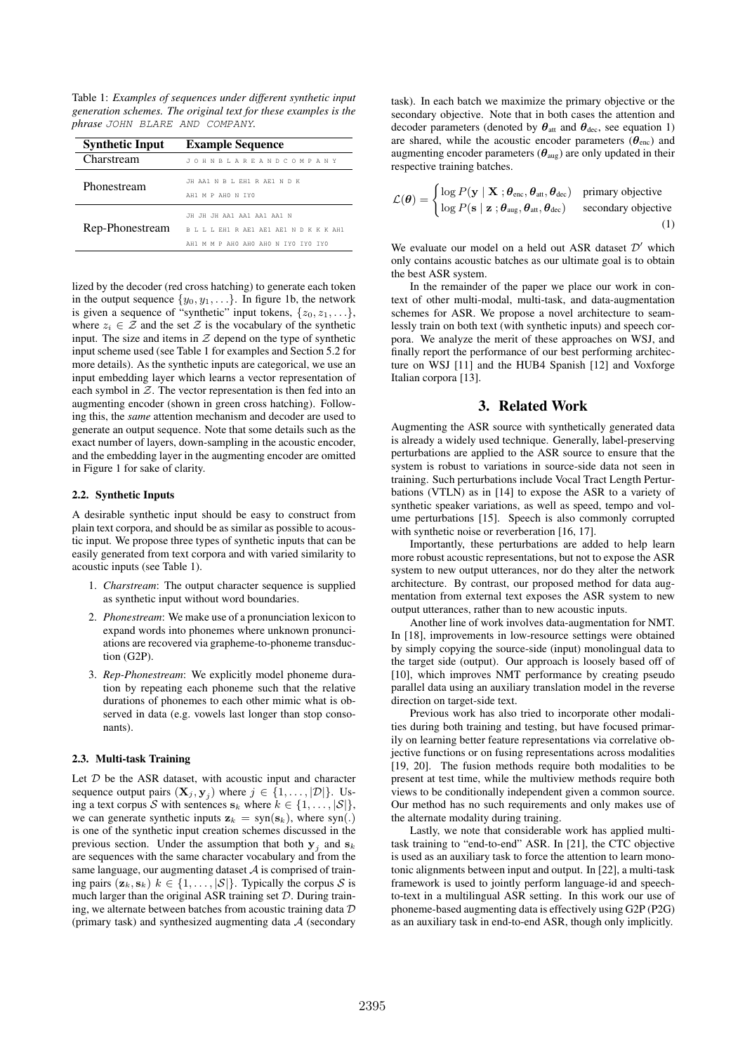Table 1: *Examples of sequences under different synthetic input generation schemes. The original text for these examples is the phrase* `JOHN BLARE AND COMPANY`.

| Synthetic Input | Example Sequence |
|---|---|
| Charstream | `J O H N B L A R E A N D C O M P A N Y` |
| Phonestream | `JH AA1 N B L EH1 R AE1 N D K AH1 M P AH0 N IY0` |
| Rep-Phonestream | `JH JH JH AA1 AA1 AA1 AA1 N B L L L EH1 R AE1 AE1 AE1 N D K K K AH1 AH1 M M P AH0 AH0 AH0 N IY0 IY0 IY0` |

lized by the decoder (red cross hatching) to generate each token in the output sequence $\{y_0, y_1, \ldots\}$. In figure 1b, the network is given a sequence of "synthetic" input tokens, $\{z_0, z_1, \ldots\}$, where $z_i \in \mathcal{Z}$ and the set $\mathcal{Z}$ is the vocabulary of the synthetic input. The size and items in $\mathcal{Z}$ depend on the type of synthetic input scheme used (see Table 1 for examples and Section 5.2 for more details). As the synthetic inputs are categorical, we use an input embedding layer which learns a vector representation of each symbol in $\mathcal{Z}$. The vector representation is then fed into an augmenting encoder (shown in green cross hatching). Following this, the *same* attention mechanism and decoder are used to generate an output sequence. Note that some details such as the exact number of layers, down-sampling in the acoustic encoder, and the embedding layer in the augmenting encoder are omitted in Figure 1 for sake of clarity.

### 2.2. Synthetic Inputs

A desirable synthetic input should be easy to construct from plain text corpora, and should be as similar as possible to acoustic input. We propose three types of synthetic inputs that can be easily generated from text corpora and with varied similarity to acoustic inputs (see Table 1).

1. *Charstream*: The output character sequence is supplied as synthetic input without word boundaries.
2. *Phonestream*: We make use of a pronunciation lexicon to expand words into phonemes where unknown pronunciations are recovered via grapheme-to-phoneme transduction (G2P).
3. *Rep-Phonestream*: We explicitly model phoneme duration by repeating each phoneme such that the relative durations of phonemes to each other mimic what is observed in data (e.g. vowels last longer than stop consonants).

### 2.3. Multi-task Training

Let $\mathcal{D}$ be the ASR dataset, with acoustic input and character sequence output pairs $(\mathbf{X}_j, \mathbf{y}_j)$ where $j \in \{1, \ldots, |\mathcal{D}|\}$. Using a text corpus $\mathcal{S}$ with sentences $\mathbf{s}_k$ where $k \in \{1, \ldots, |\mathcal{S}|\}$, we can generate synthetic inputs $\mathbf{z}_k = \text{syn}(\mathbf{s}_k)$, where $\text{syn}(.)$ is one of the synthetic input creation schemes discussed in the previous section. Under the assumption that both $\mathbf{y}_j$ and $\mathbf{s}_k$ are sequences with the same character vocabulary and from the same language, our augmenting dataset $\mathcal{A}$ is comprised of training pairs $(\mathbf{z}_k, \mathbf{s}_k)$ $k \in \{1, \ldots, |\mathcal{S}|\}$. Typically the corpus $\mathcal{S}$ is much larger than the original ASR training set $\mathcal{D}$. During training, we alternate between batches from acoustic training data $\mathcal{D}$ (primary task) and synthesized augmenting data $\mathcal{A}$ (secondary task). In each batch we maximize the primary objective or the secondary objective. Note that in both cases the attention and decoder parameters (denoted by $\boldsymbol{\theta}_{\text{att}}$ and $\boldsymbol{\theta}_{\text{dec}}$, see equation 1) are shared, while the acoustic encoder parameters ($\boldsymbol{\theta}_{\text{enc}}$) and augmenting encoder parameters ($\boldsymbol{\theta}_{\text{aug}}$) are only updated in their respective training batches.

$$\mathcal{L}(\boldsymbol{\theta}) = \begin{cases} \log P(\mathbf{y} \mid \mathbf{X} \,; \boldsymbol{\theta}_{\text{enc}}, \boldsymbol{\theta}_{\text{att}}, \boldsymbol{\theta}_{\text{dec}}) & \text{primary objective} \\ \log P(\mathbf{s} \mid \mathbf{z} \,; \boldsymbol{\theta}_{\text{aug}}, \boldsymbol{\theta}_{\text{att}}, \boldsymbol{\theta}_{\text{dec}}) & \text{secondary objective} \end{cases} \tag{1}$$

We evaluate our model on a held out ASR dataset $\mathcal{D}'$ which only contains acoustic batches as our ultimate goal is to obtain the best ASR system.

In the remainder of the paper we place our work in context of other multi-modal, multi-task, and data-augmentation schemes for ASR. We propose a novel architecture to seamlessly train on both text (with synthetic inputs) and speech corpora. We analyze the merit of these approaches on WSJ, and finally report the performance of our best performing architecture on WSJ [11] and the HUB4 Spanish [12] and Voxforge Italian corpora [13].

## 3. Related Work

Augmenting the ASR source with synthetically generated data is already a widely used technique. Generally, label-preserving perturbations are applied to the ASR source to ensure that the system is robust to variations in source-side data not seen in training. Such perturbations include Vocal Tract Length Perturbations (VTLN) as in [14] to expose the ASR to a variety of synthetic speaker variations, as well as speed, tempo and volume perturbations [15]. Speech is also commonly corrupted with synthetic noise or reverberation [16, 17].

Importantly, these perturbations are added to help learn more robust acoustic representations, but not to expose the ASR system to new output utterances, nor do they alter the network architecture. By contrast, our proposed method for data augmentation from external text exposes the ASR system to new output utterances, rather than to new acoustic inputs.

Another line of work involves data-augmentation for NMT. In [18], improvements in low-resource settings were obtained by simply copying the source-side (input) monolingual data to the target side (output). Our approach is loosely based off of [10], which improves NMT performance by creating pseudo parallel data using an auxiliary translation model in the reverse direction on target-side text.

Previous work has also tried to incorporate other modalities during both training and testing, but have focused primarily on learning better feature representations via correlative objective functions or on fusing representations across modalities [19, 20]. The fusion methods require both modalities to be present at test time, while the multiview methods require both views to be conditionally independent given a common source. Our method has no such requirements and only makes use of the alternate modality during training.

Lastly, we note that considerable work has applied multi-task training to "end-to-end" ASR. In [21], the CTC objective is used as an auxiliary task to force the attention to learn monotonic alignments between input and output. In [22], a multi-task framework is used to jointly perform language-id and speech-to-text in a multilingual ASR setting. In this work our use of phoneme-based augmenting data is effectively using G2P (P2G) as an auxiliary task in end-to-end ASR, though only implicitly.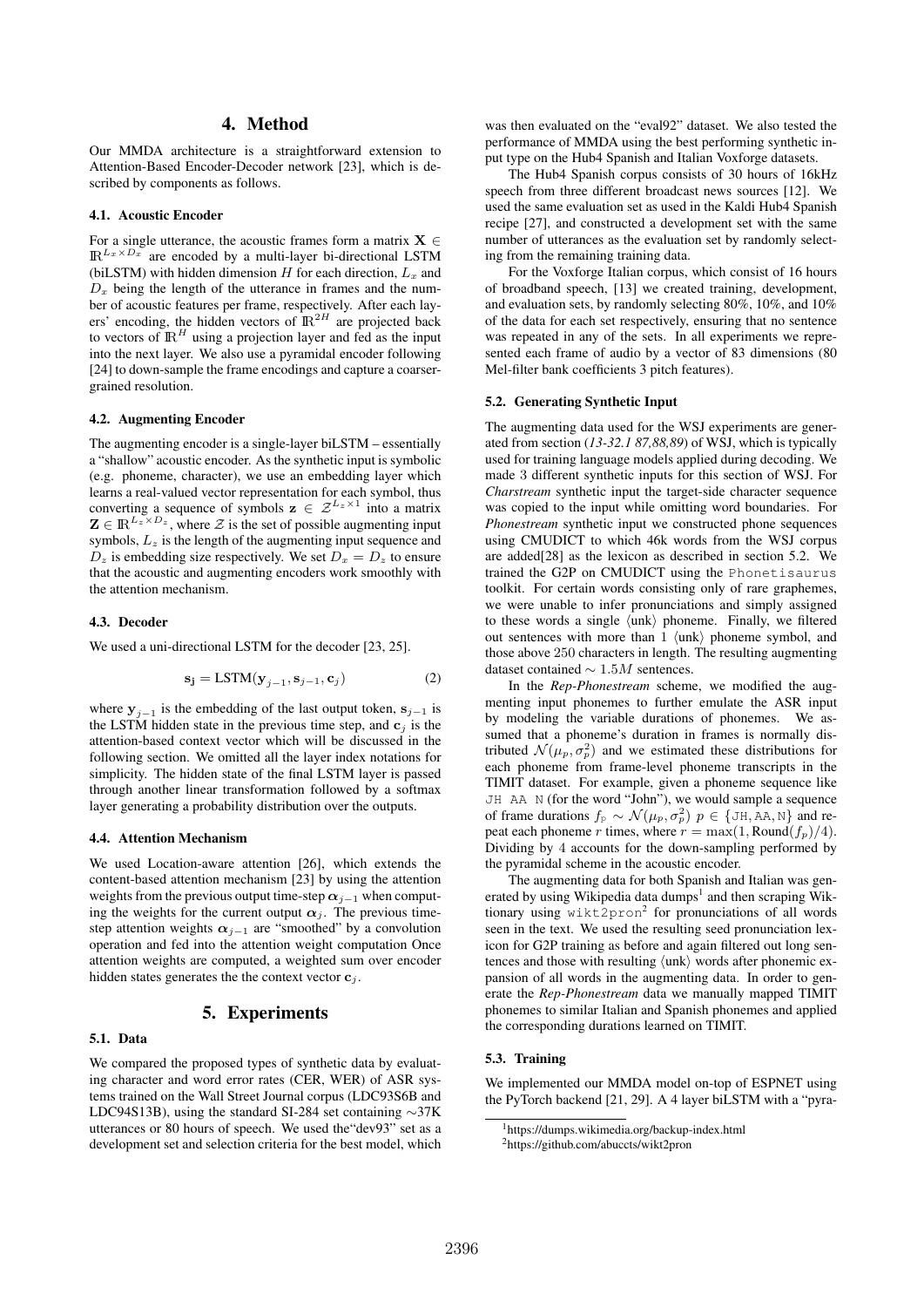## 4. Method

Our MMDA architecture is a straightforward extension to Attention-Based Encoder-Decoder network [23], which is described by components as follows.

### 4.1. Acoustic Encoder

For a single utterance, the acoustic frames form a matrix $\mathbf{X} \in \mathbb{R}^{L_x \times D_x}$ are encoded by a multi-layer bi-directional LSTM (biLSTM) with hidden dimension $H$ for each direction, $L_x$ and $D_x$ being the length of the utterance in frames and the number of acoustic features per frame, respectively. After each layers' encoding, the hidden vectors of $\mathbb{R}^{2H}$ are projected back to vectors of $\mathbb{R}^{H}$ using a projection layer and fed as the input into the next layer. We also use a pyramidal encoder following [24] to down-sample the frame encodings and capture a coarser-grained resolution.

### 4.2. Augmenting Encoder

The augmenting encoder is a single-layer biLSTM – essentially a "shallow" acoustic encoder. As the synthetic input is symbolic (e.g. phoneme, character), we use an embedding layer which learns a real-valued vector representation for each symbol, thus converting a sequence of symbols $\mathbf{z} \in \mathcal{Z}^{L_z \times 1}$ into a matrix $\mathbf{Z} \in \mathbb{R}^{L_z \times D_z}$, where $\mathcal{Z}$ is the set of possible augmenting input symbols, $L_z$ is the length of the augmenting input sequence and $D_z$ is embedding size respectively. We set $D_x = D_z$ to ensure that the acoustic and augmenting encoders work smoothly with the attention mechanism.

### 4.3. Decoder

We used a uni-directional LSTM for the decoder [23, 25].

$$\mathbf{s_j} = \text{LSTM}(\mathbf{y}_{j-1}, \mathbf{s}_{j-1}, \mathbf{c}_j) \tag{2}$$

where $\mathbf{y}_{j-1}$ is the embedding of the last output token, $\mathbf{s}_{j-1}$ is the LSTM hidden state in the previous time step, and $\mathbf{c}_j$ is the attention-based context vector which will be discussed in the following section. We omitted all the layer index notations for simplicity. The hidden state of the final LSTM layer is passed through another linear transformation followed by a softmax layer generating a probability distribution over the outputs.

### 4.4. Attention Mechanism

We used Location-aware attention [26], which extends the content-based attention mechanism [23] by using the attention weights from the previous output time-step $\boldsymbol{\alpha}_{j-1}$ when computing the weights for the current output $\boldsymbol{\alpha}_j$. The previous time-step attention weights $\boldsymbol{\alpha}_{j-1}$ are "smoothed" by a convolution operation and fed into the attention weight computation Once attention weights are computed, a weighted sum over encoder hidden states generates the the context vector $\mathbf{c}_j$.

## 5. Experiments

### 5.1. Data

We compared the proposed types of synthetic data by evaluating character and word error rates (CER, WER) of ASR systems trained on the Wall Street Journal corpus (LDC93S6B and LDC94S13B), using the standard SI-284 set containing ∼37K utterances or 80 hours of speech. We used the"dev93" set as a development set and selection criteria for the best model, which was then evaluated on the "eval92" dataset. We also tested the performance of MMDA using the best performing synthetic input type on the Hub4 Spanish and Italian Voxforge datasets.

The Hub4 Spanish corpus consists of 30 hours of 16kHz speech from three different broadcast news sources [12]. We used the same evaluation set as used in the Kaldi Hub4 Spanish recipe [27], and constructed a development set with the same number of utterances as the evaluation set by randomly selecting from the remaining training data.

For the Voxforge Italian corpus, which consist of 16 hours of broadband speech, [13] we created training, development, and evaluation sets, by randomly selecting 80%, 10%, and 10% of the data for each set respectively, ensuring that no sentence was repeated in any of the sets. In all experiments we represented each frame of audio by a vector of 83 dimensions (80 Mel-filter bank coefficients 3 pitch features).

### 5.2. Generating Synthetic Input

The augmenting data used for the WSJ experiments are generated from section (*13-32.1 87,88,89*) of WSJ, which is typically used for training language models applied during decoding. We made 3 different synthetic inputs for this section of WSJ. For *Charstream* synthetic input the target-side character sequence was copied to the input while omitting word boundaries. For *Phonestream* synthetic input we constructed phone sequences using CMUDICT to which 46k words from the WSJ corpus are added[28] as the lexicon as described in section 5.2. We trained the G2P on CMUDICT using the `Phonetisaurus` toolkit. For certain words consisting only of rare graphemes, we were unable to infer pronunciations and simply assigned to these words a single ⟨unk⟩ phoneme. Finally, we filtered out sentences with more than 1 ⟨unk⟩ phoneme symbol, and those above 250 characters in length. The resulting augmenting dataset contained $\sim 1.5M$ sentences.

In the *Rep-Phonestream* scheme, we modified the augmenting input phonemes to further emulate the ASR input by modeling the variable durations of phonemes. We assumed that a phoneme's duration in frames is normally distributed $\mathcal{N}(\mu_p, \sigma_p^2)$ and we estimated these distributions for each phoneme from frame-level phoneme transcripts in the TIMIT dataset. For example, given a phoneme sequence like `JH AA N` (for the word "John"), we would sample a sequence of frame durations $f_p \sim \mathcal{N}(\mu_p, \sigma_p^2)$ $p \in \{\text{JH}, \text{AA}, \text{N}\}$ and repeat each phoneme $r$ times, where $r = \max(1, \text{Round}(f_p)/4)$. Dividing by 4 accounts for the down-sampling performed by the pyramidal scheme in the acoustic encoder.

The augmenting data for both Spanish and Italian was generated by using Wikipedia data dumps[1] and then scraping Wiktionary using `wikt2pron`[2] for pronunciations of all words seen in the text. We used the resulting seed pronunciation lexicon for G2P training as before and again filtered out long sentences and those with resulting ⟨unk⟩ words after phonemic expansion of all words in the augmenting data. In order to generate the *Rep-Phonestream* data we manually mapped TIMIT phonemes to similar Italian and Spanish phonemes and applied the corresponding durations learned on TIMIT.

### 5.3. Training

We implemented our MMDA model on-top of ESPNET using the PyTorch backend [21, 29]. A 4 layer biLSTM with a "pyra-

[1] https://dumps.wikimedia.org/backup-index.html

[2] https://github.com/abuccts/wikt2pron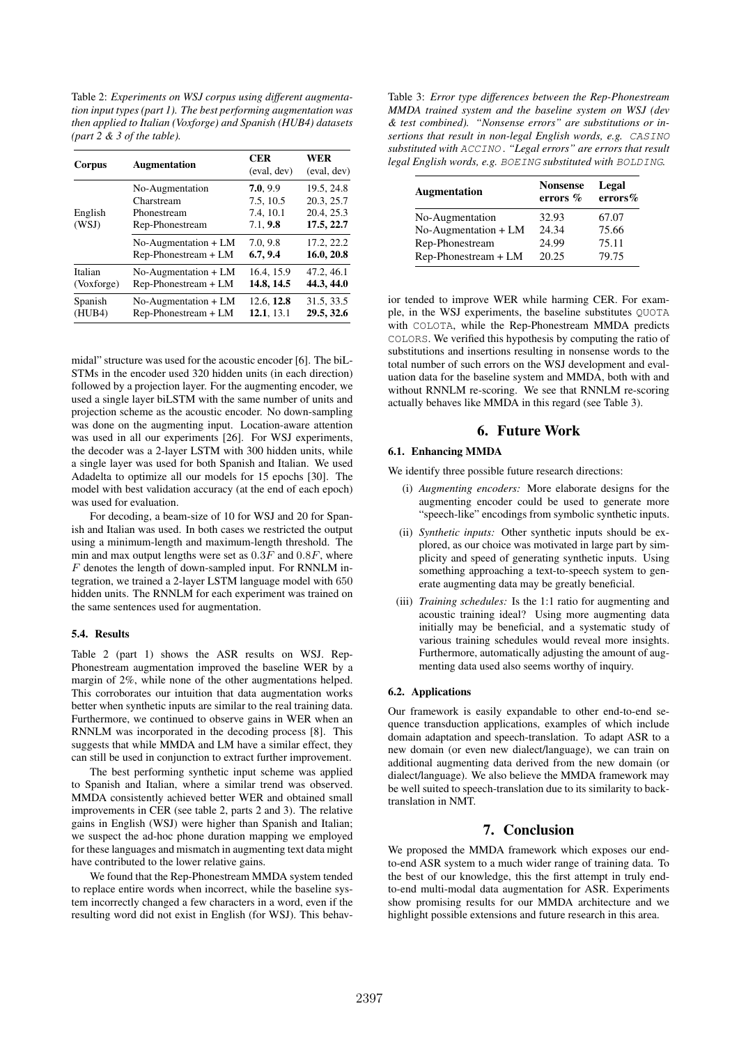Table 2: *Experiments on WSJ corpus using different augmentation input types (part 1). The best performing augmentation was then applied to Italian (Voxforge) and Spanish (HUB4) datasets (part 2 & 3 of the table).*

| Corpus | Augmentation | CER (eval, dev) | WER (eval, dev) |
|---|---|---|---|
| English (WSJ) | No-Augmentation | **7.0**, 9.9 | 19.5, 24.8 |
| | Charstream | 7.5, 10.5 | 20.3, 25.7 |
| | Phonestream | 7.4, 10.1 | 20.4, 25.3 |
| | Rep-Phonestream | 7.1, **9.8** | **17.5, 22.7** |
| | No-Augmentation + LM | 7.0, 9.8 | 17.2, 22.2 |
| | Rep-Phonestream + LM | **6.7, 9.4** | **16.0, 20.8** |
| Italian (Voxforge) | No-Augmentation + LM | 16.4, 15.9 | 47.2, 46.1 |
| | Rep-Phonestream + LM | **14.8, 14.5** | **44.3, 44.0** |
| Spanish (HUB4) | No-Augmentation + LM | 12.6, **12.8** | 31.5, 33.5 |
| | Rep-Phonestream + LM | **12.1**, 13.1 | **29.5, 32.6** |

midal" structure was used for the acoustic encoder [6]. The biLSTMs in the encoder used 320 hidden units (in each direction) followed by a projection layer. For the augmenting encoder, we used a single layer biLSTM with the same number of units and projection scheme as the acoustic encoder. No down-sampling was done on the augmenting input. Location-aware attention was used in all our experiments [26]. For WSJ experiments, the decoder was a 2-layer LSTM with 300 hidden units, while a single layer was used for both Spanish and Italian. We used Adadelta to optimize all our models for 15 epochs [30]. The model with best validation accuracy (at the end of each epoch) was used for evaluation.

For decoding, a beam-size of 10 for WSJ and 20 for Spanish and Italian was used. In both cases we restricted the output using a minimum-length and maximum-length threshold. The min and max output lengths were set as $0.3F$ and $0.8F$, where $F$ denotes the length of down-sampled input. For RNNLM integration, we trained a 2-layer LSTM language model with 650 hidden units. The RNNLM for each experiment was trained on the same sentences used for augmentation.

### 5.4. Results

Table 2 (part 1) shows the ASR results on WSJ. Rep-Phonestream augmentation improved the baseline WER by a margin of 2%, while none of the other augmentations helped. This corroborates our intuition that data augmentation works better when synthetic inputs are similar to the real training data. Furthermore, we continued to observe gains in WER when an RNNLM was incorporated in the decoding process [8]. This suggests that while MMDA and LM have a similar effect, they can still be used in conjunction to extract further improvement.

The best performing synthetic input scheme was applied to Spanish and Italian, where a similar trend was observed. MMDA consistently achieved better WER and obtained small improvements in CER (see table 2, parts 2 and 3). The relative gains in English (WSJ) were higher than Spanish and Italian; we suspect the ad-hoc phone duration mapping we employed for these languages and mismatch in augmenting text data might have contributed to the lower relative gains.

We found that the Rep-Phonestream MMDA system tended to replace entire words when incorrect, while the baseline system incorrectly changed a few characters in a word, even if the resulting word did not exist in English (for WSJ). This behavior tended to improve WER while harming CER. For example, in the WSJ experiments, the baseline substitutes `QUOTA` with `COLOTA`, while the Rep-Phonestream MMDA predicts `COLORS`. We verified this hypothesis by computing the ratio of substitutions and insertions resulting in nonsense words to the total number of such errors on the WSJ development and evaluation data for the baseline system and MMDA, both with and without RNNLM re-scoring. We see that RNNLM re-scoring actually behaves like MMDA in this regard (see Table 3).

Table 3: *Error type differences between the Rep-Phonestream MMDA trained system and the baseline system on WSJ (dev & test combined). "Nonsense errors" are substitutions or insertions that result in non-legal English words, e.g.* `CASINO` *substituted with* `ACCINO`*. "Legal errors" are errors that result legal English words, e.g.* `BOEING` *substituted with* `BOLDING`*.*

| Augmentation | Nonsense errors % | Legal errors% |
|---|---|---|
| No-Augmentation | 32.93 | 67.07 |
| No-Augmentation + LM | 24.34 | 75.66 |
| Rep-Phonestream | 24.99 | 75.11 |
| Rep-Phonestream + LM | 20.25 | 79.75 |

## 6. Future Work

### 6.1. Enhancing MMDA

We identify three possible future research directions:

(i) *Augmenting encoders:* More elaborate designs for the augmenting encoder could be used to generate more "speech-like" encodings from symbolic synthetic inputs.

(ii) *Synthetic inputs:* Other synthetic inputs should be explored, as our choice was motivated in large part by simplicity and speed of generating synthetic inputs. Using something approaching a text-to-speech system to generate augmenting data may be greatly beneficial.

(iii) *Training schedules:* Is the 1:1 ratio for augmenting and acoustic training ideal? Using more augmenting data initially may be beneficial, and a systematic study of various training schedules would reveal more insights. Furthermore, automatically adjusting the amount of augmenting data used also seems worthy of inquiry.

### 6.2. Applications

Our framework is easily expandable to other end-to-end sequence transduction applications, examples of which include domain adaptation and speech-translation. To adapt ASR to a new domain (or even new dialect/language), we can train on additional augmenting data derived from the new domain (or dialect/language). We also believe the MMDA framework may be well suited to speech-translation due to its similarity to back-translation in NMT.

## 7. Conclusion

We proposed the MMDA framework which exposes our end-to-end ASR system to a much wider range of training data. To the best of our knowledge, this the first attempt in truly end-to-end multi-modal data augmentation for ASR. Experiments show promising results for our MMDA architecture and we highlight possible extensions and future research in this area.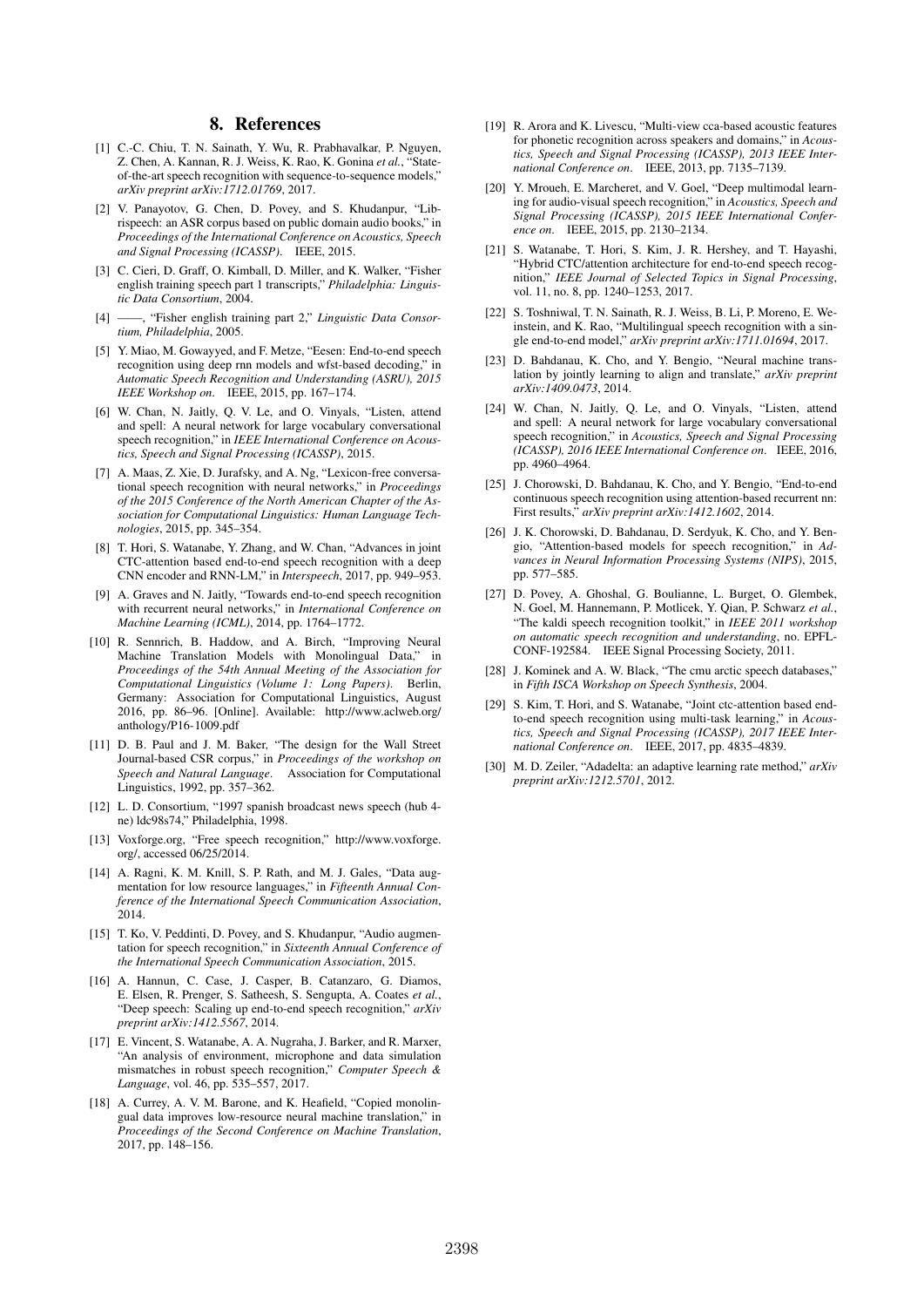## 8. References

[1] C.-C. Chiu, T. N. Sainath, Y. Wu, R. Prabhavalkar, P. Nguyen, Z. Chen, A. Kannan, R. J. Weiss, K. Rao, K. Gonina *et al.*, "State-of-the-art speech recognition with sequence-to-sequence models," *arXiv preprint arXiv:1712.01769*, 2017.

[2] V. Panayotov, G. Chen, D. Povey, and S. Khudanpur, "Librispeech: an ASR corpus based on public domain audio books," in *Proceedings of the International Conference on Acoustics, Speech and Signal Processing (ICASSP)*. IEEE, 2015.

[3] C. Cieri, D. Graff, O. Kimball, D. Miller, and K. Walker, "Fisher english training speech part 1 transcripts," *Philadelphia: Linguistic Data Consortium*, 2004.

[4] ——, "Fisher english training part 2," *Linguistic Data Consortium, Philadelphia*, 2005.

[5] Y. Miao, M. Gowayyed, and F. Metze, "Eesen: End-to-end speech recognition using deep rnn models and wfst-based decoding," in *Automatic Speech Recognition and Understanding (ASRU), 2015 IEEE Workshop on*. IEEE, 2015, pp. 167–174.

[6] W. Chan, N. Jaitly, Q. V. Le, and O. Vinyals, "Listen, attend and spell: A neural network for large vocabulary conversational speech recognition," in *IEEE International Conference on Acoustics, Speech and Signal Processing (ICASSP)*, 2015.

[7] A. Maas, Z. Xie, D. Jurafsky, and A. Ng, "Lexicon-free conversational speech recognition with neural networks," in *Proceedings of the 2015 Conference of the North American Chapter of the Association for Computational Linguistics: Human Language Technologies*, 2015, pp. 345–354.

[8] T. Hori, S. Watanabe, Y. Zhang, and W. Chan, "Advances in joint CTC-attention based end-to-end speech recognition with a deep CNN encoder and RNN-LM," in *Interspeech*, 2017, pp. 949–953.

[9] A. Graves and N. Jaitly, "Towards end-to-end speech recognition with recurrent neural networks," in *International Conference on Machine Learning (ICML)*, 2014, pp. 1764–1772.

[10] R. Sennrich, B. Haddow, and A. Birch, "Improving Neural Machine Translation Models with Monolingual Data," in *Proceedings of the 54th Annual Meeting of the Association for Computational Linguistics (Volume 1: Long Papers)*. Berlin, Germany: Association for Computational Linguistics, August 2016, pp. 86–96. [Online]. Available: http://www.aclweb.org/anthology/P16-1009.pdf

[11] D. B. Paul and J. M. Baker, "The design for the Wall Street Journal-based CSR corpus," in *Proceedings of the workshop on Speech and Natural Language*. Association for Computational Linguistics, 1992, pp. 357–362.

[12] L. D. Consortium, "1997 spanish broadcast news speech (hub 4-ne) ldc98s74," Philadelphia, 1998.

[13] Voxforge.org, "Free speech recognition," http://www.voxforge.org/, accessed 06/25/2014.

[14] A. Ragni, K. M. Knill, S. P. Rath, and M. J. Gales, "Data augmentation for low resource languages," in *Fifteenth Annual Conference of the International Speech Communication Association*, 2014.

[15] T. Ko, V. Peddinti, D. Povey, and S. Khudanpur, "Audio augmentation for speech recognition," in *Sixteenth Annual Conference of the International Speech Communication Association*, 2015.

[16] A. Hannun, C. Case, J. Casper, B. Catanzaro, G. Diamos, E. Elsen, R. Prenger, S. Satheesh, S. Sengupta, A. Coates *et al.*, "Deep speech: Scaling up end-to-end speech recognition," *arXiv preprint arXiv:1412.5567*, 2014.

[17] E. Vincent, S. Watanabe, A. A. Nugraha, J. Barker, and R. Marxer, "An analysis of environment, microphone and data simulation mismatches in robust speech recognition," *Computer Speech & Language*, vol. 46, pp. 535–557, 2017.

[18] A. Currey, A. V. M. Barone, and K. Heafield, "Copied monolingual data improves low-resource neural machine translation," in *Proceedings of the Second Conference on Machine Translation*, 2017, pp. 148–156.

[19] R. Arora and K. Livescu, "Multi-view cca-based acoustic features for phonetic recognition across speakers and domains," in *Acoustics, Speech and Signal Processing (ICASSP), 2013 IEEE International Conference on*. IEEE, 2013, pp. 7135–7139.

[20] Y. Mroueh, E. Marcheret, and V. Goel, "Deep multimodal learning for audio-visual speech recognition," in *Acoustics, Speech and Signal Processing (ICASSP), 2015 IEEE International Conference on*. IEEE, 2015, pp. 2130–2134.

[21] S. Watanabe, T. Hori, S. Kim, J. R. Hershey, and T. Hayashi, "Hybrid CTC/attention architecture for end-to-end speech recognition," *IEEE Journal of Selected Topics in Signal Processing*, vol. 11, no. 8, pp. 1240–1253, 2017.

[22] S. Toshniwal, T. N. Sainath, R. J. Weiss, B. Li, P. Moreno, E. Weinstein, and K. Rao, "Multilingual speech recognition with a single end-to-end model," *arXiv preprint arXiv:1711.01694*, 2017.

[23] D. Bahdanau, K. Cho, and Y. Bengio, "Neural machine translation by jointly learning to align and translate," *arXiv preprint arXiv:1409.0473*, 2014.

[24] W. Chan, N. Jaitly, Q. Le, and O. Vinyals, "Listen, attend and spell: A neural network for large vocabulary conversational speech recognition," in *Acoustics, Speech and Signal Processing (ICASSP), 2016 IEEE International Conference on*. IEEE, 2016, pp. 4960–4964.

[25] J. Chorowski, D. Bahdanau, K. Cho, and Y. Bengio, "End-to-end continuous speech recognition using attention-based recurrent nn: First results," *arXiv preprint arXiv:1412.1602*, 2014.

[26] J. K. Chorowski, D. Bahdanau, D. Serdyuk, K. Cho, and Y. Bengio, "Attention-based models for speech recognition," in *Advances in Neural Information Processing Systems (NIPS)*, 2015, pp. 577–585.

[27] D. Povey, A. Ghoshal, G. Boulianne, L. Burget, O. Glembek, N. Goel, M. Hannemann, P. Motlicek, Y. Qian, P. Schwarz *et al.*, "The kaldi speech recognition toolkit," in *IEEE 2011 workshop on automatic speech recognition and understanding*, no. EPFL-CONF-192584. IEEE Signal Processing Society, 2011.

[28] J. Kominek and A. W. Black, "The cmu arctic speech databases," in *Fifth ISCA Workshop on Speech Synthesis*, 2004.

[29] S. Kim, T. Hori, and S. Watanabe, "Joint ctc-attention based end-to-end speech recognition using multi-task learning," in *Acoustics, Speech and Signal Processing (ICASSP), 2017 IEEE International Conference on*. IEEE, 2017, pp. 4835–4839.

[30] M. D. Zeiler, "Adadelta: an adaptive learning rate method," *arXiv preprint arXiv:1212.5701*, 2012.